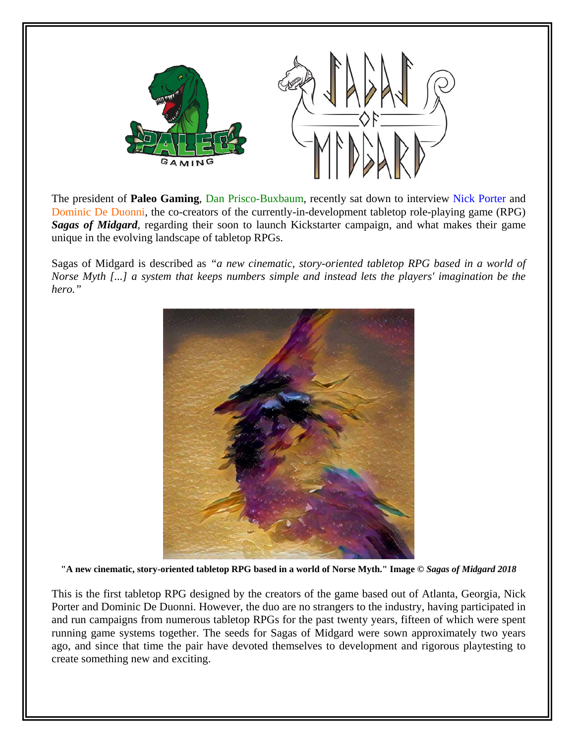The president of **Paleo Gaming**, Dan Prisco-Buxbaum, recently sat down to interview Nick Porter and Dominic De Duonni, the co-creators of the currently-in-development tabletop role-playing game (RPG) ***Sagas of Midgard***, regarding their soon to launch Kickstarter campaign, and what makes their game unique in the evolving landscape of tabletop RPGs.

Sagas of Midgard is described as *"a new cinematic, story-oriented tabletop RPG based in a world of Norse Myth [...] a system that keeps numbers simple and instead lets the players' imagination be the hero."*

**"A new cinematic, story-oriented tabletop RPG based in a world of Norse Myth." Image © *Sagas of Midgard 2018***

This is the first tabletop RPG designed by the creators of the game based out of Atlanta, Georgia, Nick Porter and Dominic De Duonni. However, the duo are no strangers to the industry, having participated in and run campaigns from numerous tabletop RPGs for the past twenty years, fifteen of which were spent running game systems together. The seeds for Sagas of Midgard were sown approximately two years ago, and since that time the pair have devoted themselves to development and rigorous playtesting to create something new and exciting.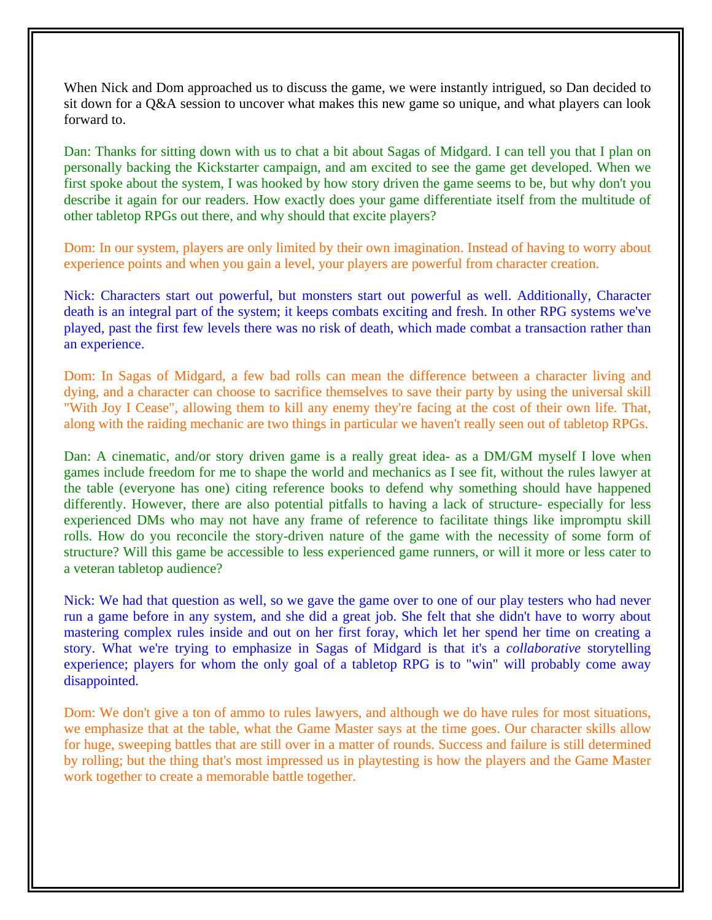When Nick and Dom approached us to discuss the game, we were instantly intrigued, so Dan decided to sit down for a Q&A session to uncover what makes this new game so unique, and what players can look forward to.

Dan: Thanks for sitting down with us to chat a bit about Sagas of Midgard. I can tell you that I plan on personally backing the Kickstarter campaign, and am excited to see the game get developed. When we first spoke about the system, I was hooked by how story driven the game seems to be, but why don't you describe it again for our readers. How exactly does your game differentiate itself from the multitude of other tabletop RPGs out there, and why should that excite players?

Dom: In our system, players are only limited by their own imagination. Instead of having to worry about experience points and when you gain a level, your players are powerful from character creation.

Nick: Characters start out powerful, but monsters start out powerful as well. Additionally, Character death is an integral part of the system; it keeps combats exciting and fresh. In other RPG systems we've played, past the first few levels there was no risk of death, which made combat a transaction rather than an experience.

Dom: In Sagas of Midgard, a few bad rolls can mean the difference between a character living and dying, and a character can choose to sacrifice themselves to save their party by using the universal skill "With Joy I Cease", allowing them to kill any enemy they're facing at the cost of their own life. That, along with the raiding mechanic are two things in particular we haven't really seen out of tabletop RPGs.

Dan: A cinematic, and/or story driven game is a really great idea- as a DM/GM myself I love when games include freedom for me to shape the world and mechanics as I see fit, without the rules lawyer at the table (everyone has one) citing reference books to defend why something should have happened differently. However, there are also potential pitfalls to having a lack of structure- especially for less experienced DMs who may not have any frame of reference to facilitate things like impromptu skill rolls. How do you reconcile the story-driven nature of the game with the necessity of some form of structure? Will this game be accessible to less experienced game runners, or will it more or less cater to a veteran tabletop audience?

Nick: We had that question as well, so we gave the game over to one of our play testers who had never run a game before in any system, and she did a great job. She felt that she didn't have to worry about mastering complex rules inside and out on her first foray, which let her spend her time on creating a story. What we're trying to emphasize in Sagas of Midgard is that it's a *collaborative* storytelling experience; players for whom the only goal of a tabletop RPG is to "win" will probably come away disappointed.

Dom: We don't give a ton of ammo to rules lawyers, and although we do have rules for most situations, we emphasize that at the table, what the Game Master says at the time goes. Our character skills allow for huge, sweeping battles that are still over in a matter of rounds. Success and failure is still determined by rolling; but the thing that's most impressed us in playtesting is how the players and the Game Master work together to create a memorable battle together.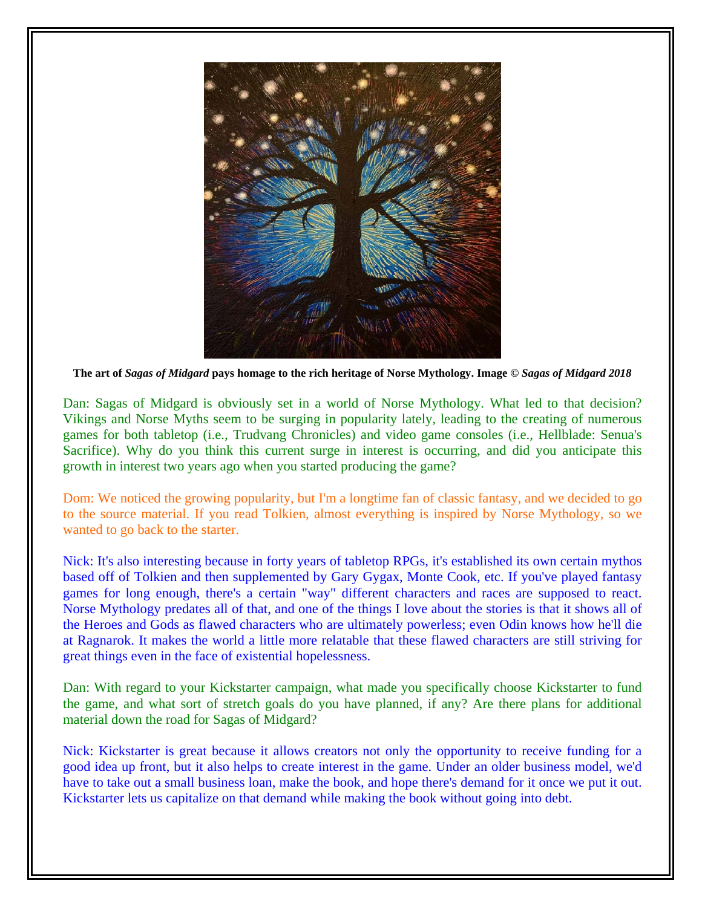**The art of *Sagas of Midgard* pays homage to the rich heritage of Norse Mythology. Image © *Sagas of Midgard 2018***

Dan: Sagas of Midgard is obviously set in a world of Norse Mythology. What led to that decision? Vikings and Norse Myths seem to be surging in popularity lately, leading to the creating of numerous games for both tabletop (i.e., Trudvang Chronicles) and video game consoles (i.e., Hellblade: Senua's Sacrifice). Why do you think this current surge in interest is occurring, and did you anticipate this growth in interest two years ago when you started producing the game?

Dom: We noticed the growing popularity, but I'm a longtime fan of classic fantasy, and we decided to go to the source material. If you read Tolkien, almost everything is inspired by Norse Mythology, so we wanted to go back to the starter.

Nick: It's also interesting because in forty years of tabletop RPGs, it's established its own certain mythos based off of Tolkien and then supplemented by Gary Gygax, Monte Cook, etc. If you've played fantasy games for long enough, there's a certain "way" different characters and races are supposed to react. Norse Mythology predates all of that, and one of the things I love about the stories is that it shows all of the Heroes and Gods as flawed characters who are ultimately powerless; even Odin knows how he'll die at Ragnarok. It makes the world a little more relatable that these flawed characters are still striving for great things even in the face of existential hopelessness.

Dan: With regard to your Kickstarter campaign, what made you specifically choose Kickstarter to fund the game, and what sort of stretch goals do you have planned, if any? Are there plans for additional material down the road for Sagas of Midgard?

Nick: Kickstarter is great because it allows creators not only the opportunity to receive funding for a good idea up front, but it also helps to create interest in the game. Under an older business model, we'd have to take out a small business loan, make the book, and hope there's demand for it once we put it out. Kickstarter lets us capitalize on that demand while making the book without going into debt.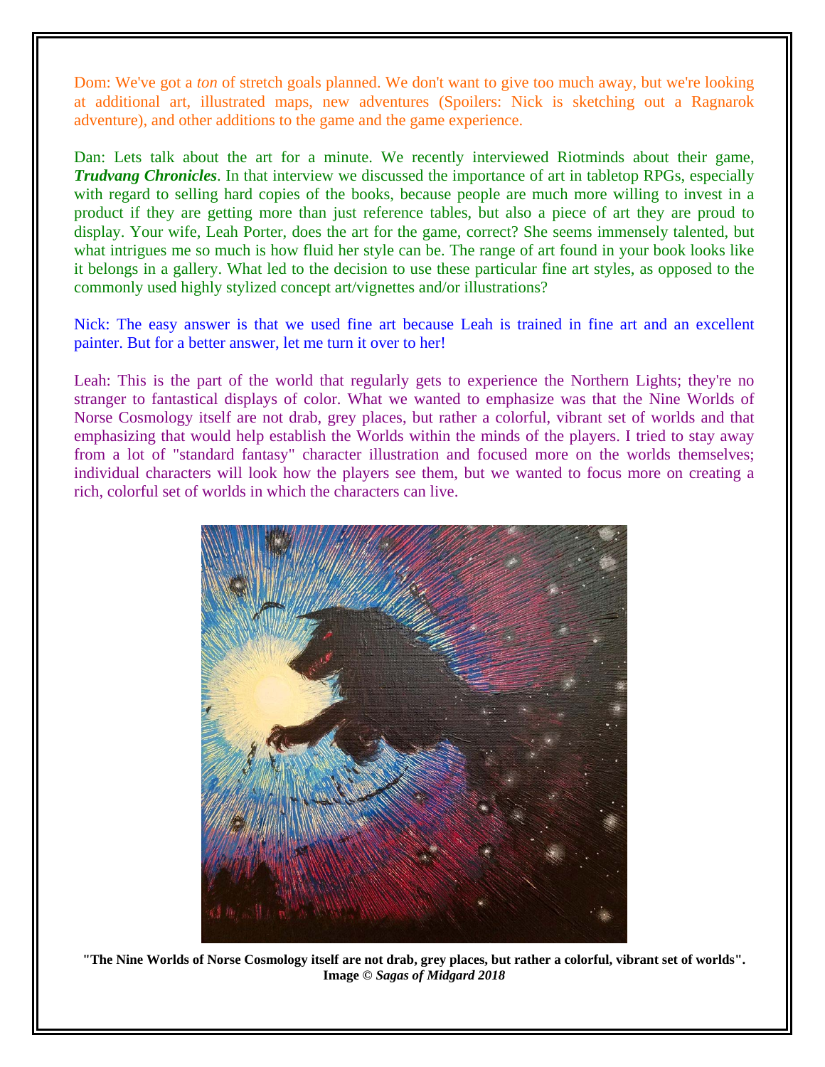Dom: We've got a *ton* of stretch goals planned. We don't want to give too much away, but we're looking at additional art, illustrated maps, new adventures (Spoilers: Nick is sketching out a Ragnarok adventure), and other additions to the game and the game experience.

Dan: Lets talk about the art for a minute. We recently interviewed Riotminds about their game, ***Trudvang Chronicles***. In that interview we discussed the importance of art in tabletop RPGs, especially with regard to selling hard copies of the books, because people are much more willing to invest in a product if they are getting more than just reference tables, but also a piece of art they are proud to display. Your wife, Leah Porter, does the art for the game, correct? She seems immensely talented, but what intrigues me so much is how fluid her style can be. The range of art found in your book looks like it belongs in a gallery. What led to the decision to use these particular fine art styles, as opposed to the commonly used highly stylized concept art/vignettes and/or illustrations?

Nick: The easy answer is that we used fine art because Leah is trained in fine art and an excellent painter. But for a better answer, let me turn it over to her!

Leah: This is the part of the world that regularly gets to experience the Northern Lights; they're no stranger to fantastical displays of color. What we wanted to emphasize was that the Nine Worlds of Norse Cosmology itself are not drab, grey places, but rather a colorful, vibrant set of worlds and that emphasizing that would help establish the Worlds within the minds of the players. I tried to stay away from a lot of "standard fantasy" character illustration and focused more on the worlds themselves; individual characters will look how the players see them, but we wanted to focus more on creating a rich, colorful set of worlds in which the characters can live.

**"The Nine Worlds of Norse Cosmology itself are not drab, grey places, but rather a colorful, vibrant set of worlds". Image © *Sagas of Midgard 2018***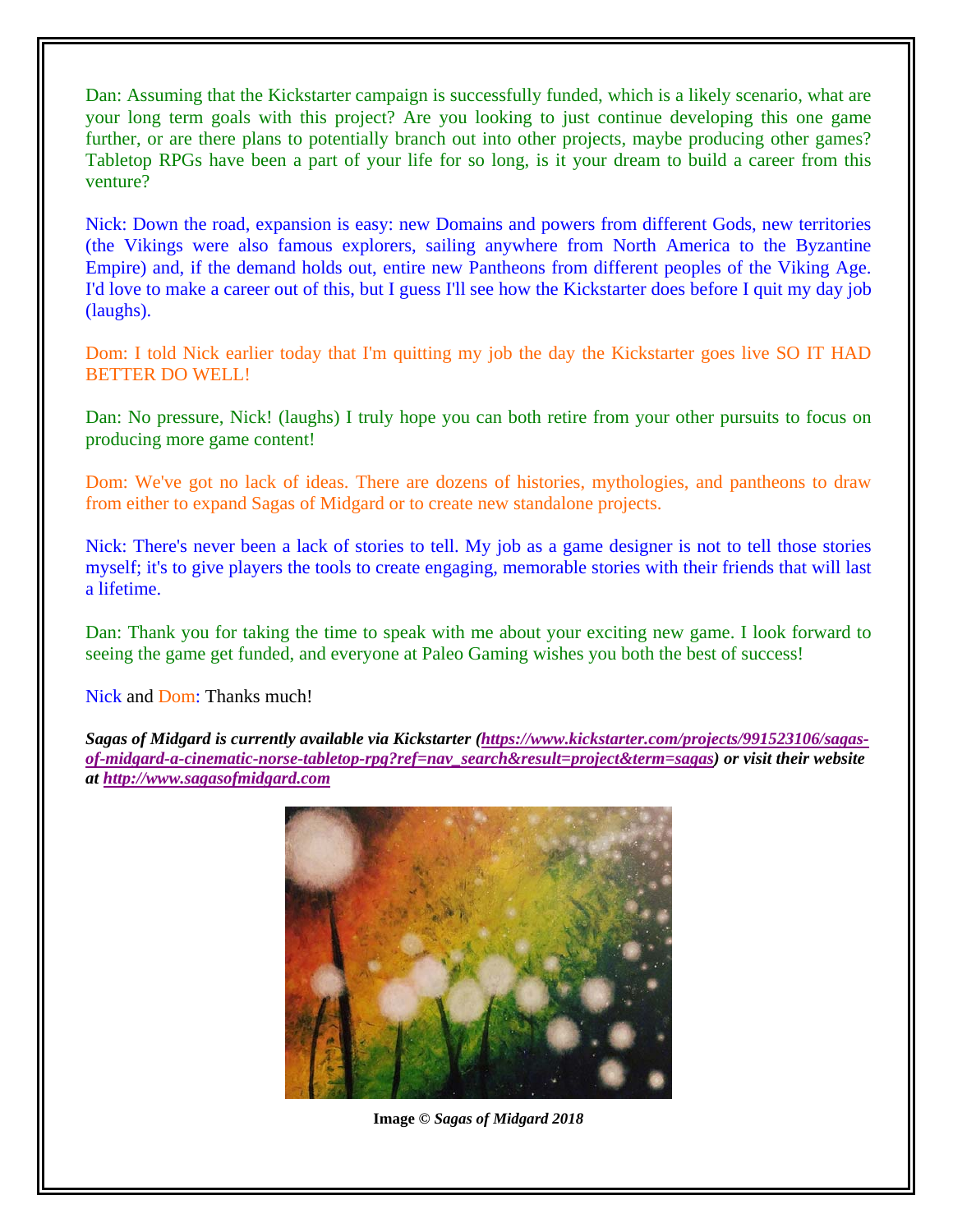Dan: Assuming that the Kickstarter campaign is successfully funded, which is a likely scenario, what are your long term goals with this project? Are you looking to just continue developing this one game further, or are there plans to potentially branch out into other projects, maybe producing other games? Tabletop RPGs have been a part of your life for so long, is it your dream to build a career from this venture?

Nick: Down the road, expansion is easy: new Domains and powers from different Gods, new territories (the Vikings were also famous explorers, sailing anywhere from North America to the Byzantine Empire) and, if the demand holds out, entire new Pantheons from different peoples of the Viking Age. I'd love to make a career out of this, but I guess I'll see how the Kickstarter does before I quit my day job (laughs).

Dom: I told Nick earlier today that I'm quitting my job the day the Kickstarter goes live SO IT HAD BETTER DO WELL!

Dan: No pressure, Nick! (laughs) I truly hope you can both retire from your other pursuits to focus on producing more game content!

Dom: We've got no lack of ideas. There are dozens of histories, mythologies, and pantheons to draw from either to expand Sagas of Midgard or to create new standalone projects.

Nick: There's never been a lack of stories to tell. My job as a game designer is not to tell those stories myself; it's to give players the tools to create engaging, memorable stories with their friends that will last a lifetime.

Dan: Thank you for taking the time to speak with me about your exciting new game. I look forward to seeing the game get funded, and everyone at Paleo Gaming wishes you both the best of success!

Nick and Dom: Thanks much!

***Sagas of Midgard is currently available via Kickstarter (https://www.kickstarter.com/projects/991523106/sagas-of-midgard-a-cinematic-norse-tabletop-rpg?ref=nav_search&result=project&term=sagas) or visit their website at http://www.sagasofmidgard.com***

**Image ©** ***Sagas of Midgard 2018***